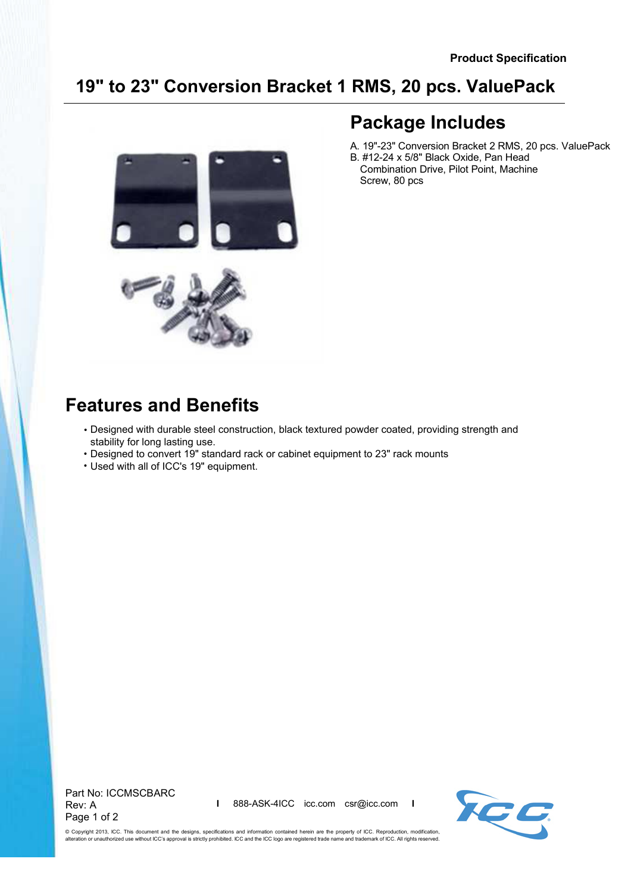Product Specification

# 19" to 23" Conversion Bracket 1 RMS, 20 pcs. ValuePack

## Package Includes

A. 19"-23" Conversion Bracket 2 RMS, 20 pcs. ValuePack
B. #12-24 x 5/8" Black Oxide, Pan Head Combination Drive, Pilot Point, Machine Screw, 80 pcs

## Features and Benefits

- Designed with durable steel construction, black textured powder coated, providing strength and stability for long lasting use.
- Designed to convert 19" standard rack or cabinet equipment to 23" rack mounts
- Used with all of ICC's 19" equipment.

Part No: ICCMSCBARC
Rev: A

888-ASK-4ICC icc.com csr@icc.com

© Copyright 2013, ICC. This document and the designs, specifications and information contained herein are the property of ICC. Reproduction, modification, alteration or unauthorized use without ICC's approval is strictly prohibited. ICC and the ICC logo are registered trade name and trademark of ICC. All rights reserved.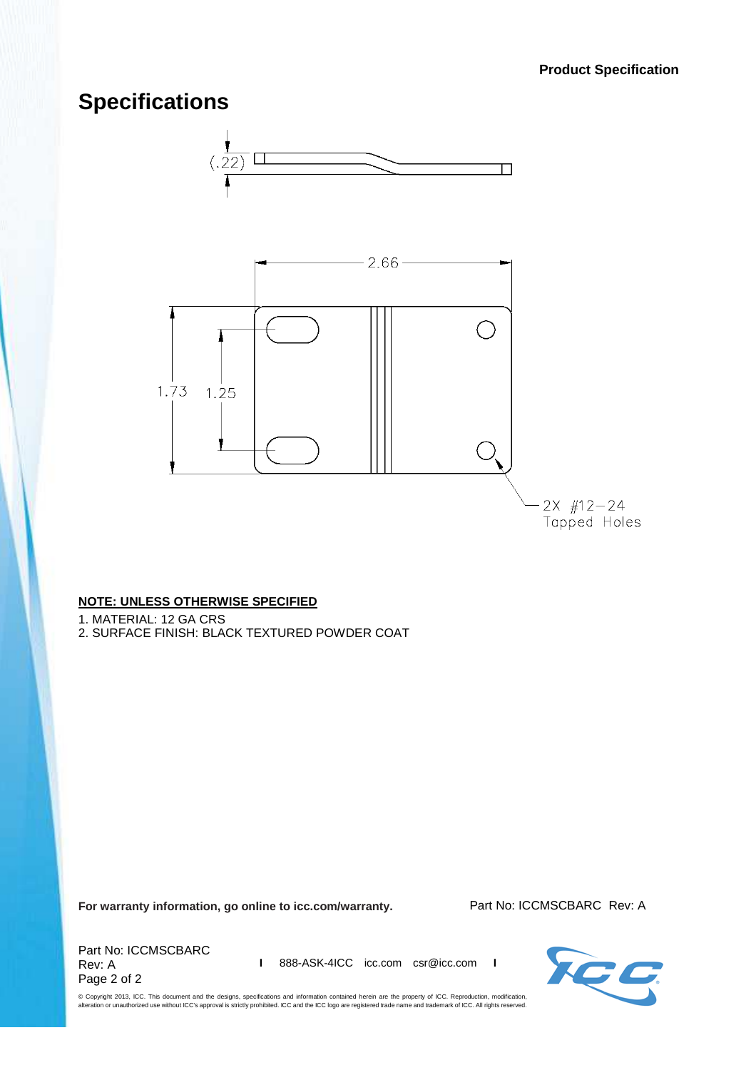# Specifications

(.22)

2.66

1.73

1.25

2X #12-24 Tapped Holes

**NOTE: UNLESS OTHERWISE SPECIFIED**

1. MATERIAL: 12 GA CRS
2. SURFACE FINISH: BLACK TEXTURED POWDER COAT

**For warranty information, go online to icc.com/warranty.**

Part No: ICCMSCBARC Rev: A

Part No: ICCMSCBARC
Rev: A

888-ASK-4ICC icc.com csr@icc.com

© Copyright 2013, ICC. This document and the designs, specifications and information contained herein are the property of ICC. Reproduction, modification, alteration or unauthorized use without ICC's approval is strictly prohibited. ICC and the ICC logo are registered trade name and trademark of ICC. All rights reserved.